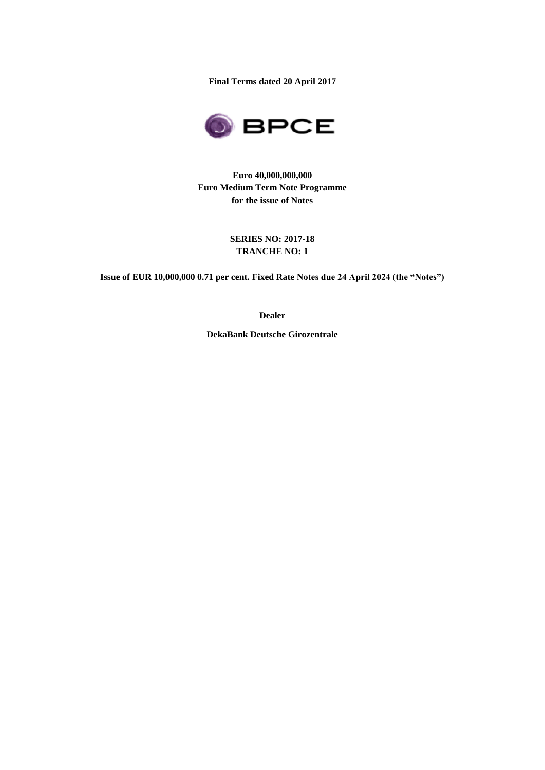**Final Terms dated 20 April 2017**

BPCE

**Euro 40,000,000,000**
**Euro Medium Term Note Programme**
**for the issue of Notes**

**SERIES NO: 2017-18**
**TRANCHE NO: 1**

**Issue of EUR 10,000,000 0.71 per cent. Fixed Rate Notes due 24 April 2024 (the "Notes")**

**Dealer**

**DekaBank Deutsche Girozentrale**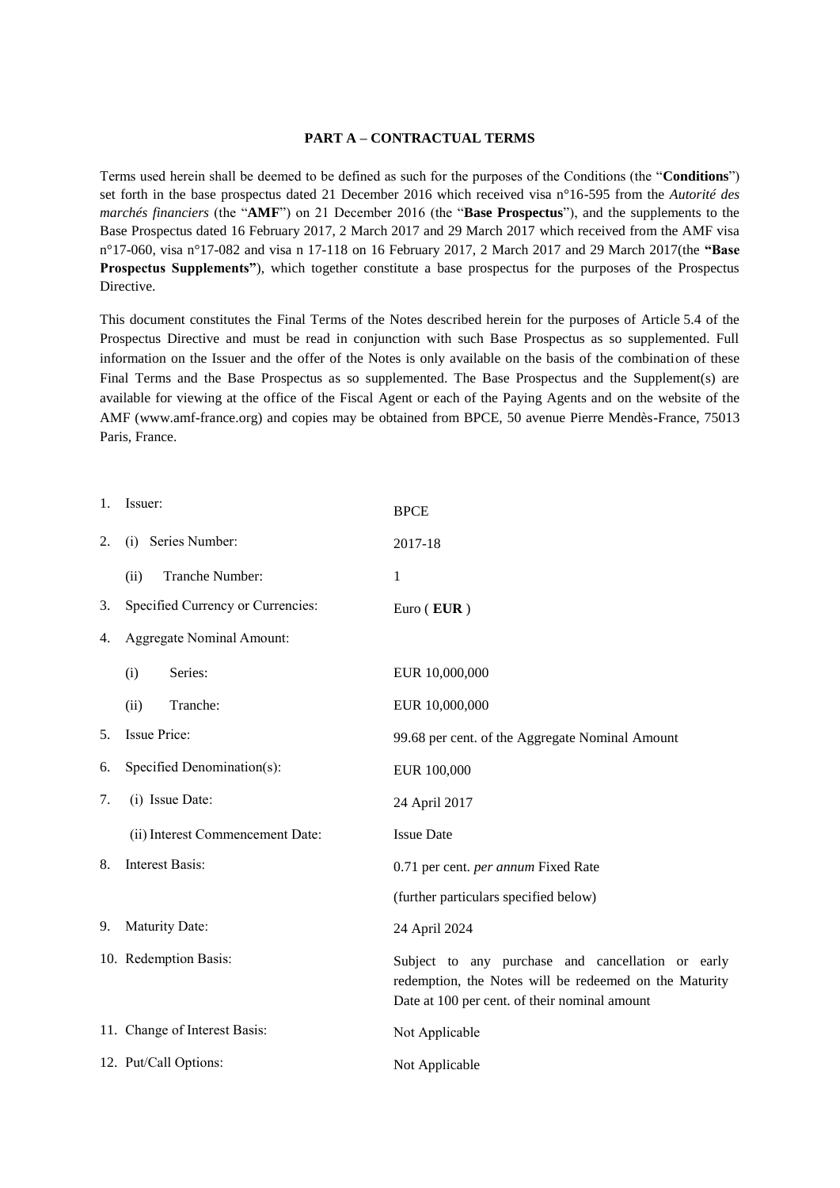**PART A – CONTRACTUAL TERMS**

Terms used herein shall be deemed to be defined as such for the purposes of the Conditions (the "**Conditions**") set forth in the base prospectus dated 21 December 2016 which received visa n°16-595 from the *Autorité des marchés financiers* (the "**AMF**") on 21 December 2016 (the "**Base Prospectus**"), and the supplements to the Base Prospectus dated 16 February 2017, 2 March 2017 and 29 March 2017 which received from the AMF visa n°17-060, visa n°17-082 and visa n 17-118 on 16 February 2017, 2 March 2017 and 29 March 2017(the **"Base Prospectus Supplements"**), which together constitute a base prospectus for the purposes of the Prospectus Directive.

This document constitutes the Final Terms of the Notes described herein for the purposes of Article 5.4 of the Prospectus Directive and must be read in conjunction with such Base Prospectus as so supplemented. Full information on the Issuer and the offer of the Notes is only available on the basis of the combination of these Final Terms and the Base Prospectus as so supplemented. The Base Prospectus and the Supplement(s) are available for viewing at the office of the Fiscal Agent or each of the Paying Agents and on the website of the AMF (www.amf-france.org) and copies may be obtained from BPCE, 50 avenue Pierre Mendès-France, 75013 Paris, France.

| | | |
|---|---|---|
| 1. | Issuer: | BPCE |
| 2. | (i) Series Number: | 2017-18 |
| | (ii) Tranche Number: | 1 |
| 3. | Specified Currency or Currencies: | Euro ( **EUR** ) |
| 4. | Aggregate Nominal Amount: | |
| | (i) Series: | EUR 10,000,000 |
| | (ii) Tranche: | EUR 10,000,000 |
| 5. | Issue Price: | 99.68 per cent. of the Aggregate Nominal Amount |
| 6. | Specified Denomination(s): | EUR 100,000 |
| 7. | (i) Issue Date: | 24 April 2017 |
| | (ii) Interest Commencement Date: | Issue Date |
| 8. | Interest Basis: | 0.71 per cent. *per annum* Fixed Rate<br>(further particulars specified below) |
| 9. | Maturity Date: | 24 April 2024 |
| 10. | Redemption Basis: | Subject to any purchase and cancellation or early redemption, the Notes will be redeemed on the Maturity Date at 100 per cent. of their nominal amount |
| 11. | Change of Interest Basis: | Not Applicable |
| 12. | Put/Call Options: | Not Applicable |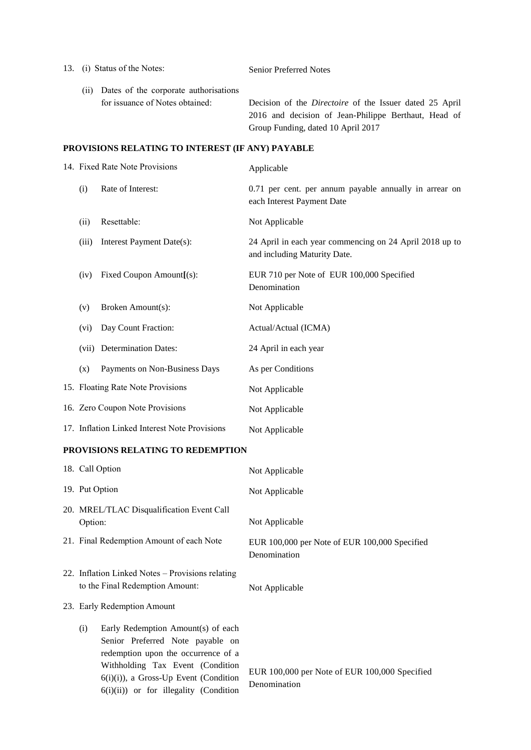| | |
|---|---|
| 13. (i) Status of the Notes: | Senior Preferred Notes |
| (ii) Dates of the corporate authorisations for issuance of Notes obtained: | Decision of the *Directoire* of the Issuer dated 25 April 2016 and decision of Jean-Philippe Berthaut, Head of Group Funding, dated 10 April 2017 |

**PROVISIONS RELATING TO INTEREST (IF ANY) PAYABLE**

| | |
|---|---|
| 14. Fixed Rate Note Provisions | Applicable |
| (i) Rate of Interest: | 0.71 per cent. per annum payable annually in arrear on each Interest Payment Date |
| (ii) Resettable: | Not Applicable |
| (iii) Interest Payment Date(s): | 24 April in each year commencing on 24 April 2018 up to and including Maturity Date. |
| (iv) Fixed Coupon Amount[(s): | EUR 710 per Note of EUR 100,000 Specified Denomination |
| (v) Broken Amount(s): | Not Applicable |
| (vi) Day Count Fraction: | Actual/Actual (ICMA) |
| (vii) Determination Dates: | 24 April in each year |
| (x) Payments on Non-Business Days | As per Conditions |
| 15. Floating Rate Note Provisions | Not Applicable |
| 16. Zero Coupon Note Provisions | Not Applicable |
| 17. Inflation Linked Interest Note Provisions | Not Applicable |

**PROVISIONS RELATING TO REDEMPTION**

| | |
|---|---|
| 18. Call Option | Not Applicable |
| 19. Put Option | Not Applicable |
| 20. MREL/TLAC Disqualification Event Call Option: | Not Applicable |
| 21. Final Redemption Amount of each Note | EUR 100,000 per Note of EUR 100,000 Specified Denomination |
| 22. Inflation Linked Notes – Provisions relating to the Final Redemption Amount: | Not Applicable |
| 23. Early Redemption Amount | |
| (i) Early Redemption Amount(s) of each Senior Preferred Note payable on redemption upon the occurrence of a Withholding Tax Event (Condition 6(i)(i)), a Gross-Up Event (Condition 6(i)(ii)) or for illegality (Condition | EUR 100,000 per Note of EUR 100,000 Specified Denomination |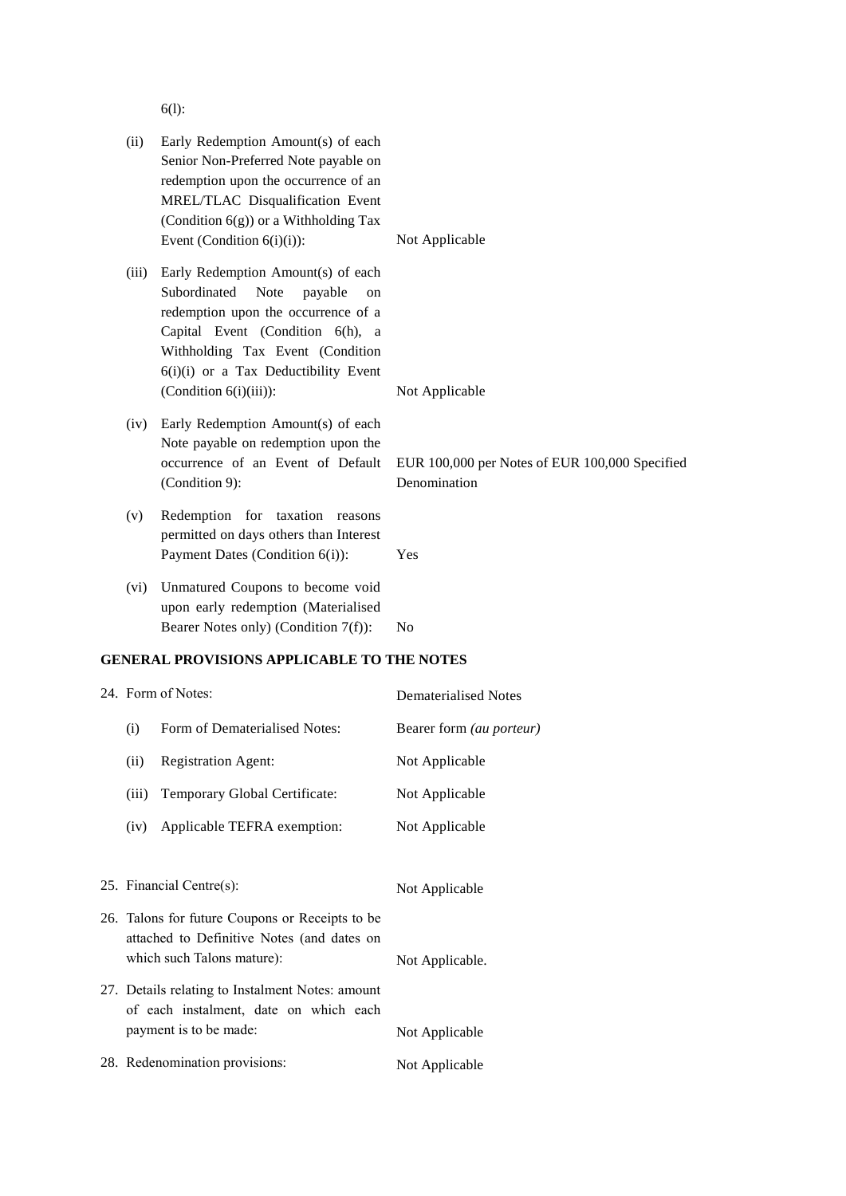6(l):

| | | |
|---|---|---|
| (ii) | Early Redemption Amount(s) of each Senior Non-Preferred Note payable on redemption upon the occurrence of an MREL/TLAC Disqualification Event (Condition 6(g)) or a Withholding Tax Event (Condition 6(i)(i)): | Not Applicable |
| (iii) | Early Redemption Amount(s) of each Subordinated Note payable on redemption upon the occurrence of a Capital Event (Condition 6(h), a Withholding Tax Event (Condition 6(i)(i) or a Tax Deductibility Event (Condition 6(i)(iii)): | Not Applicable |
| (iv) | Early Redemption Amount(s) of each Note payable on redemption upon the occurrence of an Event of Default (Condition 9): | EUR 100,000 per Notes of EUR 100,000 Specified Denomination |
| (v) | Redemption for taxation reasons permitted on days others than Interest Payment Dates (Condition 6(i)): | Yes |
| (vi) | Unmatured Coupons to become void upon early redemption (Materialised Bearer Notes only) (Condition 7(f)): | No |

## GENERAL PROVISIONS APPLICABLE TO THE NOTES

| | | |
|---|---|---|
| 24. | Form of Notes: | Dematerialised Notes |
| (i) | Form of Dematerialised Notes: | Bearer form *(au porteur)* |
| (ii) | Registration Agent: | Not Applicable |
| (iii) | Temporary Global Certificate: | Not Applicable |
| (iv) | Applicable TEFRA exemption: | Not Applicable |
| 25. | Financial Centre(s): | Not Applicable |
| 26. | Talons for future Coupons or Receipts to be attached to Definitive Notes (and dates on which such Talons mature): | Not Applicable. |
| 27. | Details relating to Instalment Notes: amount of each instalment, date on which each payment is to be made: | Not Applicable |
| 28. | Redenomination provisions: | Not Applicable |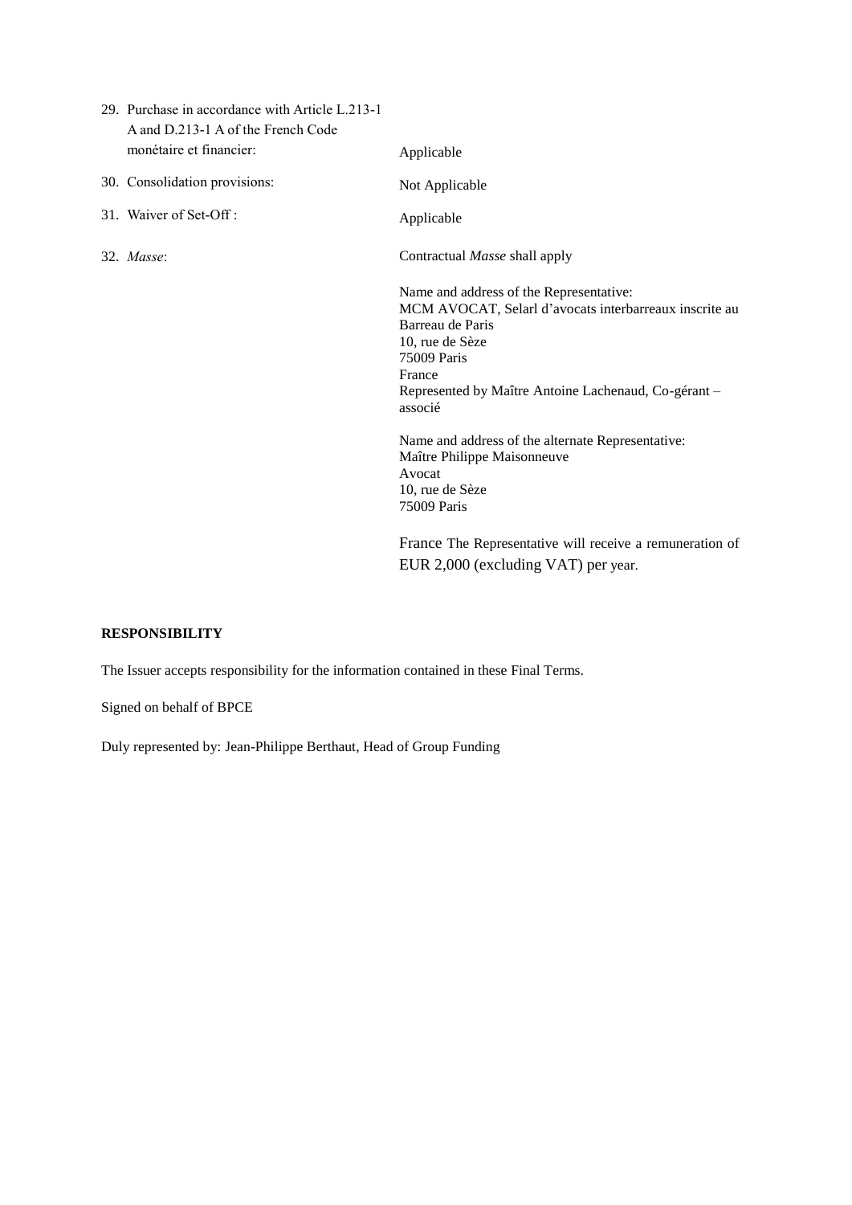| | |
|---|---|
| 29. Purchase in accordance with Article L.213-1 A and D.213-1 A of the French Code monétaire et financier: | Applicable |
| 30. Consolidation provisions: | Not Applicable |
| 31. Waiver of Set-Off : | Applicable |
| 32. *Masse*: | Contractual *Masse* shall apply<br><br>Name and address of the Representative:<br>MCM AVOCAT, Selarl d'avocats interbarreaux inscrite au Barreau de Paris<br>10, rue de Sèze<br>75009 Paris<br>France<br>Represented by Maître Antoine Lachenaud, Co-gérant – associé<br><br>Name and address of the alternate Representative:<br>Maître Philippe Maisonneuve<br>Avocat<br>10, rue de Sèze<br>75009 Paris<br><br>France The Representative will receive a remuneration of EUR 2,000 (excluding VAT) per year. |

**RESPONSIBILITY**

The Issuer accepts responsibility for the information contained in these Final Terms.

Signed on behalf of BPCE

Duly represented by: Jean-Philippe Berthaut, Head of Group Funding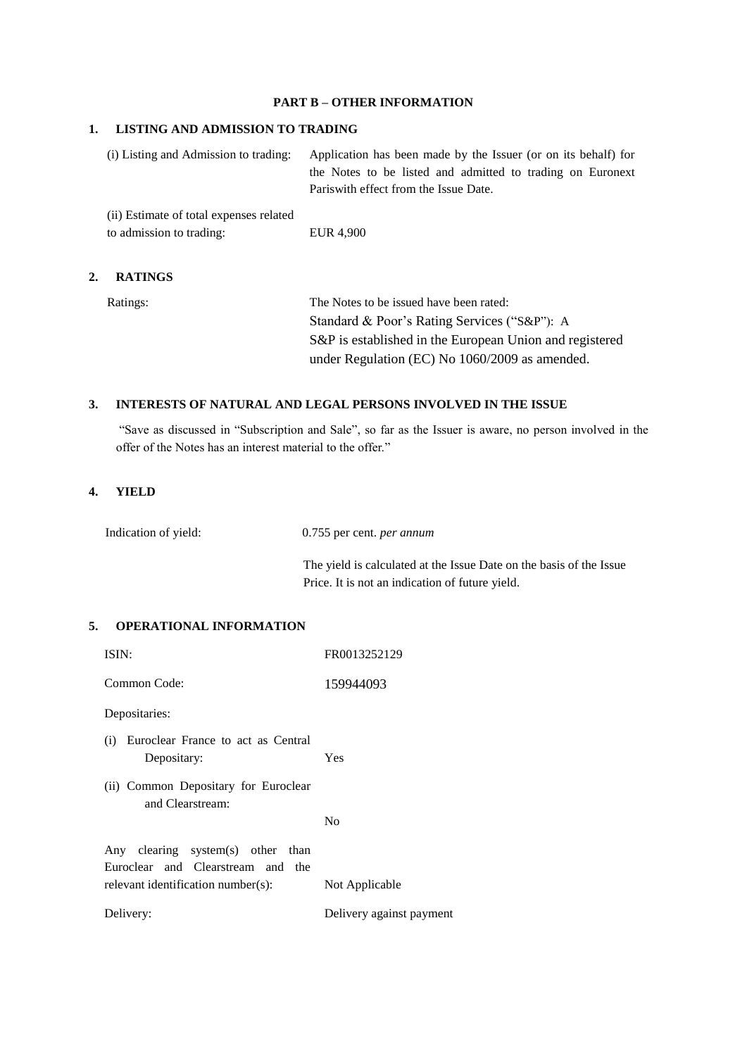# PART B – OTHER INFORMATION

## 1. LISTING AND ADMISSION TO TRADING

| | |
|---|---|
| (i) Listing and Admission to trading: | Application has been made by the Issuer (or on its behalf) for the Notes to be listed and admitted to trading on Euronext Pariswith effect from the Issue Date. |
| (ii) Estimate of total expenses related to admission to trading: | EUR 4,900 |

## 2. RATINGS

| | |
|---|---|
| Ratings: | The Notes to be issued have been rated:<br>Standard & Poor's Rating Services ("S&P"): A<br>S&P is established in the European Union and registered under Regulation (EC) No 1060/2009 as amended. |

## 3. INTERESTS OF NATURAL AND LEGAL PERSONS INVOLVED IN THE ISSUE

"Save as discussed in "Subscription and Sale", so far as the Issuer is aware, no person involved in the offer of the Notes has an interest material to the offer."

## 4. YIELD

| | |
|---|---|
| Indication of yield: | 0.755 per cent. *per annum*<br><br>The yield is calculated at the Issue Date on the basis of the Issue Price. It is not an indication of future yield. |

## 5. OPERATIONAL INFORMATION

| | |
|---|---|
| ISIN: | FR0013252129 |
| Common Code: | 159944093 |
| Depositaries: | |
| (i) Euroclear France to act as Central Depositary: | Yes |
| (ii) Common Depositary for Euroclear and Clearstream: | No |
| Any clearing system(s) other than Euroclear and Clearstream and the relevant identification number(s): | Not Applicable |
| Delivery: | Delivery against payment |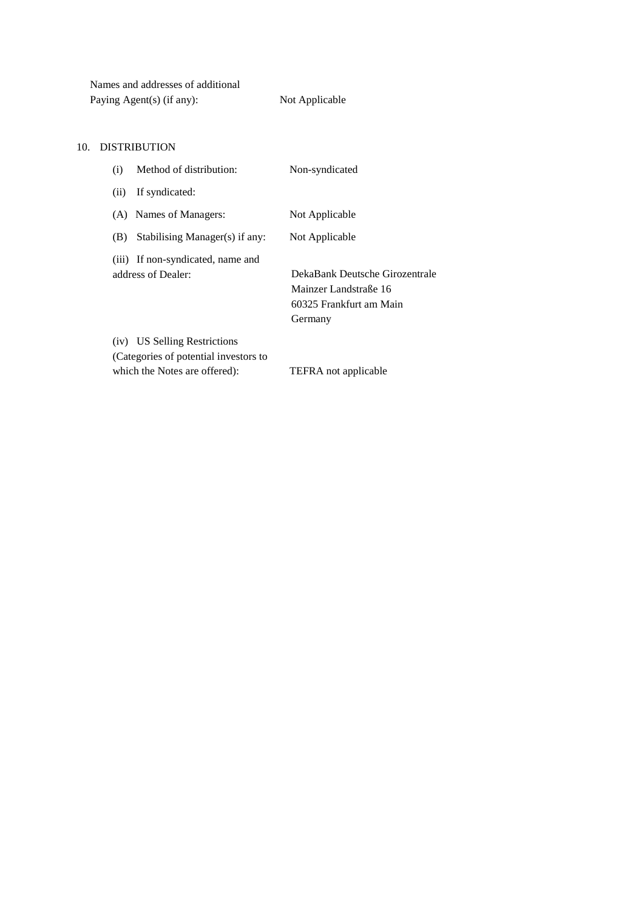| | |
|---|---|
| Names and addresses of additional Paying Agent(s) (if any): | Not Applicable |

## 10. DISTRIBUTION

| | |
|---|---|
| (i) Method of distribution: | Non-syndicated |
| (ii) If syndicated: | |
| (A) Names of Managers: | Not Applicable |
| (B) Stabilising Manager(s) if any: | Not Applicable |
| (iii) If non-syndicated, name and address of Dealer: | DekaBank Deutsche Girozentrale<br>Mainzer Landstraße 16<br>60325 Frankfurt am Main<br>Germany |
| (iv) US Selling Restrictions (Categories of potential investors to which the Notes are offered): | TEFRA not applicable |